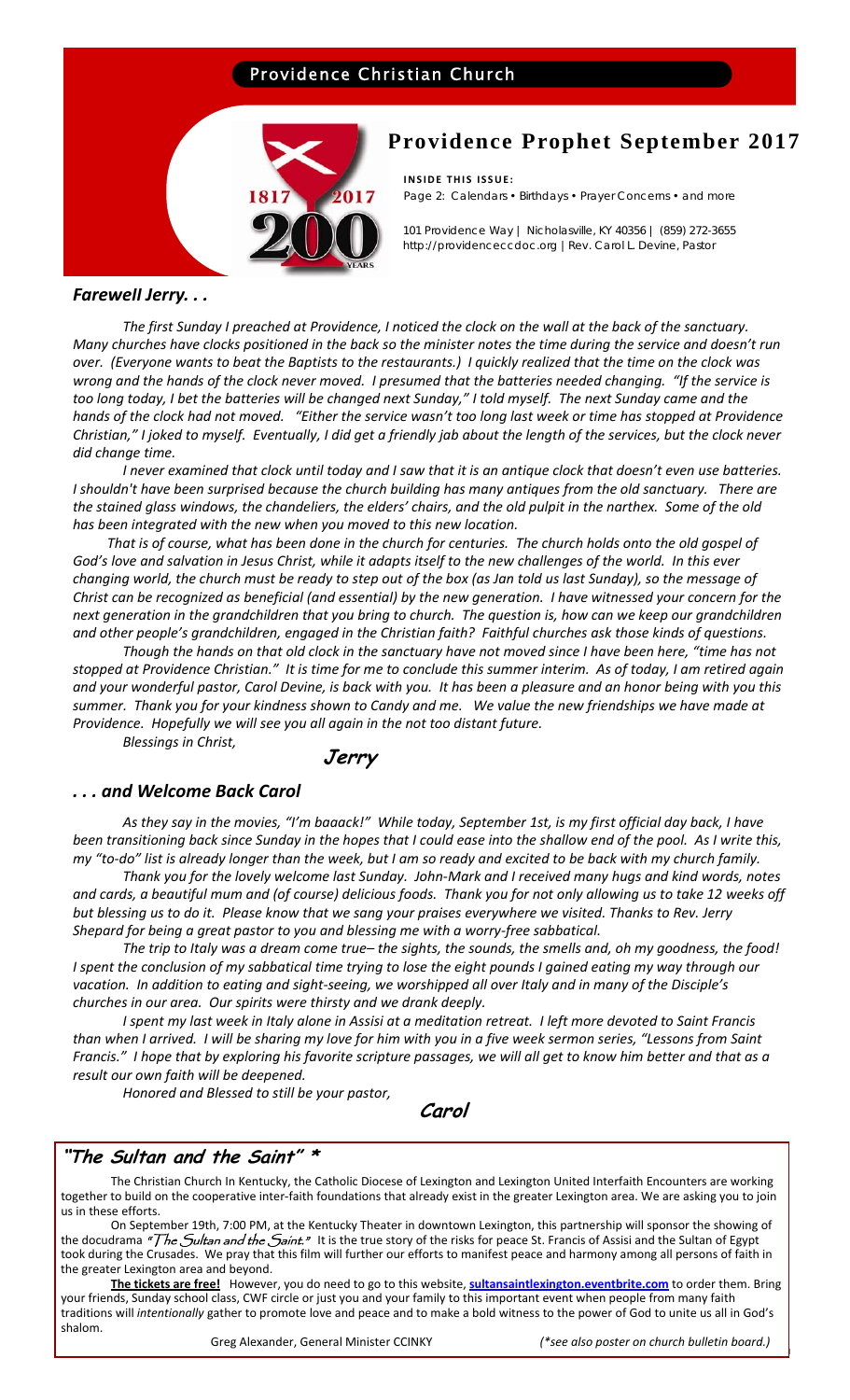Providence Christian Church

# Providence Prophet September 2017

**INSIDE THIS ISSUE:**
Page 2: Calendars • Birthdays • Prayer Concerns • and more

101 Providence Way | Nicholasville, KY 40356 | (859) 272-3655
http://providenceccdoc.org | Rev. Carol L. Devine, Pastor

## *Farewell Jerry. . .*

*The first Sunday I preached at Providence, I noticed the clock on the wall at the back of the sanctuary. Many churches have clocks positioned in the back so the minister notes the time during the service and doesn't run over. (Everyone wants to beat the Baptists to the restaurants.) I quickly realized that the time on the clock was wrong and the hands of the clock never moved. I presumed that the batteries needed changing. "If the service is too long today, I bet the batteries will be changed next Sunday," I told myself. The next Sunday came and the hands of the clock had not moved. "Either the service wasn't too long last week or time has stopped at Providence Christian," I joked to myself. Eventually, I did get a friendly jab about the length of the services, but the clock never did change time.*

*I never examined that clock until today and I saw that it is an antique clock that doesn't even use batteries. I shouldn't have been surprised because the church building has many antiques from the old sanctuary. There are the stained glass windows, the chandeliers, the elders' chairs, and the old pulpit in the narthex. Some of the old has been integrated with the new when you moved to this new location.*

*That is of course, what has been done in the church for centuries. The church holds onto the old gospel of God's love and salvation in Jesus Christ, while it adapts itself to the new challenges of the world. In this ever changing world, the church must be ready to step out of the box (as Jan told us last Sunday), so the message of Christ can be recognized as beneficial (and essential) by the new generation. I have witnessed your concern for the next generation in the grandchildren that you bring to church. The question is, how can we keep our grandchildren and other people's grandchildren, engaged in the Christian faith? Faithful churches ask those kinds of questions.*

*Though the hands on that old clock in the sanctuary have not moved since I have been here, "time has not stopped at Providence Christian." It is time for me to conclude this summer interim. As of today, I am retired again and your wonderful pastor, Carol Devine, is back with you. It has been a pleasure and an honor being with you this summer. Thank you for your kindness shown to Candy and me. We value the new friendships we have made at Providence. Hopefully we will see you all again in the not too distant future.*

*Blessings in Christ,*

**Jerry**

## *. . . and Welcome Back Carol*

*As they say in the movies, "I'm baaack!" While today, September 1st, is my first official day back, I have been transitioning back since Sunday in the hopes that I could ease into the shallow end of the pool. As I write this, my "to-do" list is already longer than the week, but I am so ready and excited to be back with my church family.*

*Thank you for the lovely welcome last Sunday. John-Mark and I received many hugs and kind words, notes and cards, a beautiful mum and (of course) delicious foods. Thank you for not only allowing us to take 12 weeks off but blessing us to do it. Please know that we sang your praises everywhere we visited. Thanks to Rev. Jerry Shepard for being a great pastor to you and blessing me with a worry-free sabbatical.*

*The trip to Italy was a dream come true– the sights, the sounds, the smells and, oh my goodness, the food! I spent the conclusion of my sabbatical time trying to lose the eight pounds I gained eating my way through our vacation. In addition to eating and sight-seeing, we worshipped all over Italy and in many of the Disciple's churches in our area. Our spirits were thirsty and we drank deeply.*

*I spent my last week in Italy alone in Assisi at a meditation retreat. I left more devoted to Saint Francis than when I arrived. I will be sharing my love for him with you in a five week sermon series, "Lessons from Saint Francis." I hope that by exploring his favorite scripture passages, we will all get to know him better and that as a result our own faith will be deepened.*

*Honored and Blessed to still be your pastor,*

**Carol**

## "The Sultan and the Saint" *

The Christian Church In Kentucky, the Catholic Diocese of Lexington and Lexington United Interfaith Encounters are working together to build on the cooperative inter-faith foundations that already exist in the greater Lexington area. We are asking you to join us in these efforts.

On September 19th, 7:00 PM, at the Kentucky Theater in downtown Lexington, this partnership will sponsor the showing of the docudrama *"The Sultan and the Saint."* It is the true story of the risks for peace St. Francis of Assisi and the Sultan of Egypt took during the Crusades. We pray that this film will further our efforts to manifest peace and harmony among all persons of faith in the greater Lexington area and beyond.

**The tickets are free!** However, you do need to go to this website, **sultansaintlexington.eventbrite.com** to order them. Bring your friends, Sunday school class, CWF circle or just you and your family to this important event when people from many faith traditions will *intentionally* gather to promote love and peace and to make a bold witness to the power of God to unite us all in God's shalom.

Greg Alexander, General Minister CCINKY

*(*see also poster on church bulletin board.)*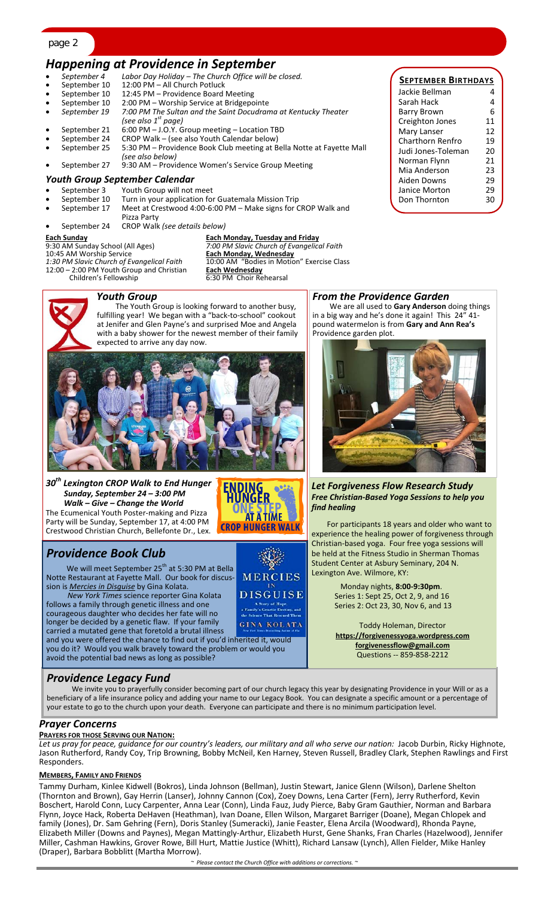## *Happening at Providence in September*

- *September 4* *Labor Day Holiday – The Church Office will be closed.*
- September 10 12:00 PM – All Church Potluck
- September 10 12:45 PM – Providence Board Meeting
- September 10 2:00 PM – Worship Service at Bridgepointe
- *September 19* *7:00 PM The Sultan and the Saint Docudrama at Kentucky Theater (see also 1st page)*
- September 21 6:00 PM – J.O.Y. Group meeting – Location TBD
- September 24 CROP Walk – (see also Youth Calendar below)
- September 25 5:30 PM – Providence Book Club meeting at Bella Notte at Fayette Mall *(see also below)*
- September 27 9:30 AM – Providence Women's Service Group Meeting

### *Youth Group September Calendar*

- September 3 Youth Group will not meet
- September 10 Turn in your application for Guatemala Mission Trip
- September 17 Meet at Crestwood 4:00-6:00 PM – Make signs for CROP Walk and Pizza Party
- September 24 CROP Walk *(see details below)*

**Each Sunday**
9:30 AM Sunday School (All Ages)
10:45 AM Worship Service
*1:30 PM Slavic Church of Evangelical Faith*
12:00 – 2:00 PM Youth Group and Christian Children's Fellowship

**Each Monday, Tuesday and Friday**
*7:00 PM Slavic Church of Evangelical Faith*
**Each Monday, Wednesday**
10:00 AM "Bodies in Motion" Exercise Class
**Each Wednesday**
6:30 PM Choir Rehearsal

### September Birthdays

| | |
|---|---|
| Jackie Bellman | 4 |
| Sarah Hack | 4 |
| Barry Brown | 6 |
| Creighton Jones | 11 |
| Mary Lanser | 12 |
| Charthorn Renfro | 19 |
| Judi Jones-Toleman | 20 |
| Norman Flynn | 21 |
| Mia Anderson | 23 |
| Aiden Downs | 29 |
| Janice Morton | 29 |
| Don Thornton | 30 |

### *Youth Group*

The Youth Group is looking forward to another busy, fulfilling year! We began with a "back-to-school" cookout at Jenifer and Glen Payne's and surprised Moe and Angela with a baby shower for the newest member of their family expected to arrive any day now.

### *30th Lexington CROP Walk to End Hunger*

***Sunday, September 24 – 3:00 PM***
***Walk – Give – Change the World***

The Ecumenical Youth Poster-making and Pizza Party will be Sunday, September 17, at 4:00 PM Crestwood Christian Church, Bellefonte Dr., Lex.

ENDING HUNGER ONE STEP AT A TIME
CROP HUNGER WALK

### *From the Providence Garden*

We are all used to **Gary Anderson** doing things in a big way and he's done it again! This 24" 41-pound watermelon is from **Gary and Ann Rea's** Providence garden plot.

### *Let Forgiveness Flow Research Study*

***Free Christian-Based Yoga Sessions to help you find healing***

For participants 18 years and older who want to experience the healing power of forgiveness through Christian-based yoga. Four free yoga sessions will be held at the Fitness Studio in Sherman Thomas Student Center at Asbury Seminary, 204 N. Lexington Ave. Wilmore, KY:

Monday nights, **8:00-9:30pm**.
Series 1: Sept 25, Oct 2, 9, and 16
Series 2: Oct 23, 30, Nov 6, and 13

Toddy Holeman, Director
**https://forgivenessyoga.wordpress.com**
**forgivenessflow@gmail.com**
Questions -- 859-858-2212

## *Providence Book Club*

We will meet September 25th at 5:30 PM at Bella Notte Restaurant at Fayette Mall. Our book for discussion is *Mercies in Disguise* by Gina Kolata.

*New York Times* science reporter Gina Kolata follows a family through genetic illness and one courageous daughter who decides her fate will no longer be decided by a genetic flaw. If your family carried a mutated gene that foretold a brutal illness and you were offered the chance to find out if you'd inherited it, would you do it? Would you walk bravely toward the problem or would you avoid the potential bad news as long as possible?

MERCIES IN DISGUISE
A Story of Hope, a Family's Genetic Destiny, and the Science That Rescued Them
GINA KOLATA

## *Providence Legacy Fund*

We invite you to prayerfully consider becoming part of our church legacy this year by designating Providence in your Will or as a beneficiary of a life insurance policy and adding your name to our Legacy Book. You can designate a specific amount or a percentage of your estate to go to the church upon your death. Everyone can participate and there is no minimum participation level.

### *Prayer Concerns*

**Prayers for those Serving our Nation:**

*Let us pray for peace, guidance for our country's leaders, our military and all who serve our nation:* Jacob Durbin, Ricky Highnote, Jason Rutherford, Randy Coy, Trip Browning, Bobby McNeil, Ken Harney, Steven Russell, Bradley Clark, Stephen Rawlings and First Responders.

**Members, Family and Friends**

Tammy Durham, Kinlee Kidwell (Bokros), Linda Johnson (Bellman), Justin Stewart, Janice Glenn (Wilson), Darlene Shelton (Thornton and Brown), Gay Herrin (Lanser), Johnny Cannon (Cox), Zoey Downs, Lena Carter (Fern), Jerry Rutherford, Kevin Boschert, Harold Conn, Lucy Carpenter, Anna Lear (Conn), Linda Faux, Judy Pierce, Baby Gram Gauthier, Norman and Barbara Flynn, Joyce Hack, Roberta DeHaven (Heathman), Ivan Doane, Ellen Wilson, Margaret Barriger (Doane), Megan Chlopek and family (Jones), Dr. Sam Gehring (Fern), Doris Stanley (Sumeracki), Janie Feaster, Elena Arcila (Woodward), Rhonda Payne, Elizabeth Miller (Downs and Paynes), Megan Mattingly-Arthur, Elizabeth Hurst, Gene Shanks, Fran Charles (Hazelwood), Jennifer Miller, Cashman Hawkins, Grover Rowe, Bill Hurt, Mattie Justice (Whitt), Richard Lansaw (Lynch), Allen Fielder, Mike Hanley (Draper), Barbara Bobblitt (Martha Morrow).

*~ Please contact the Church Office with additions or corrections. ~*